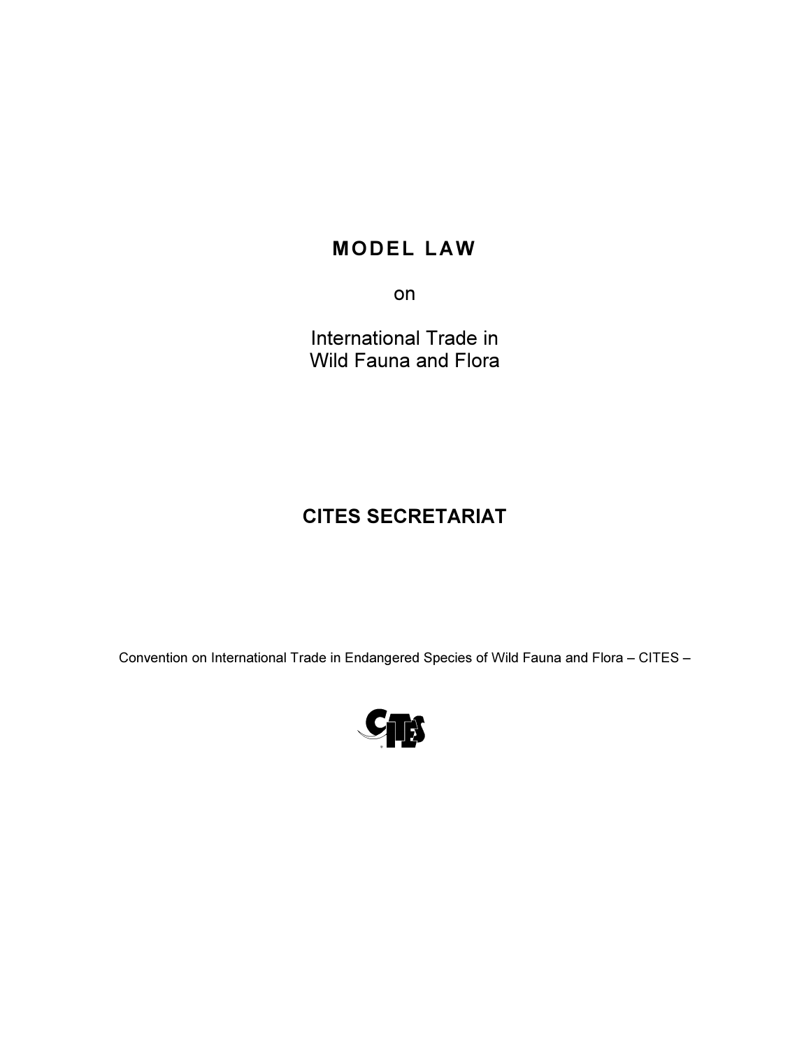# MODEL LAW

on

International Trade in
Wild Fauna and Flora

## CITES SECRETARIAT

Convention on International Trade in Endangered Species of Wild Fauna and Flora – CITES –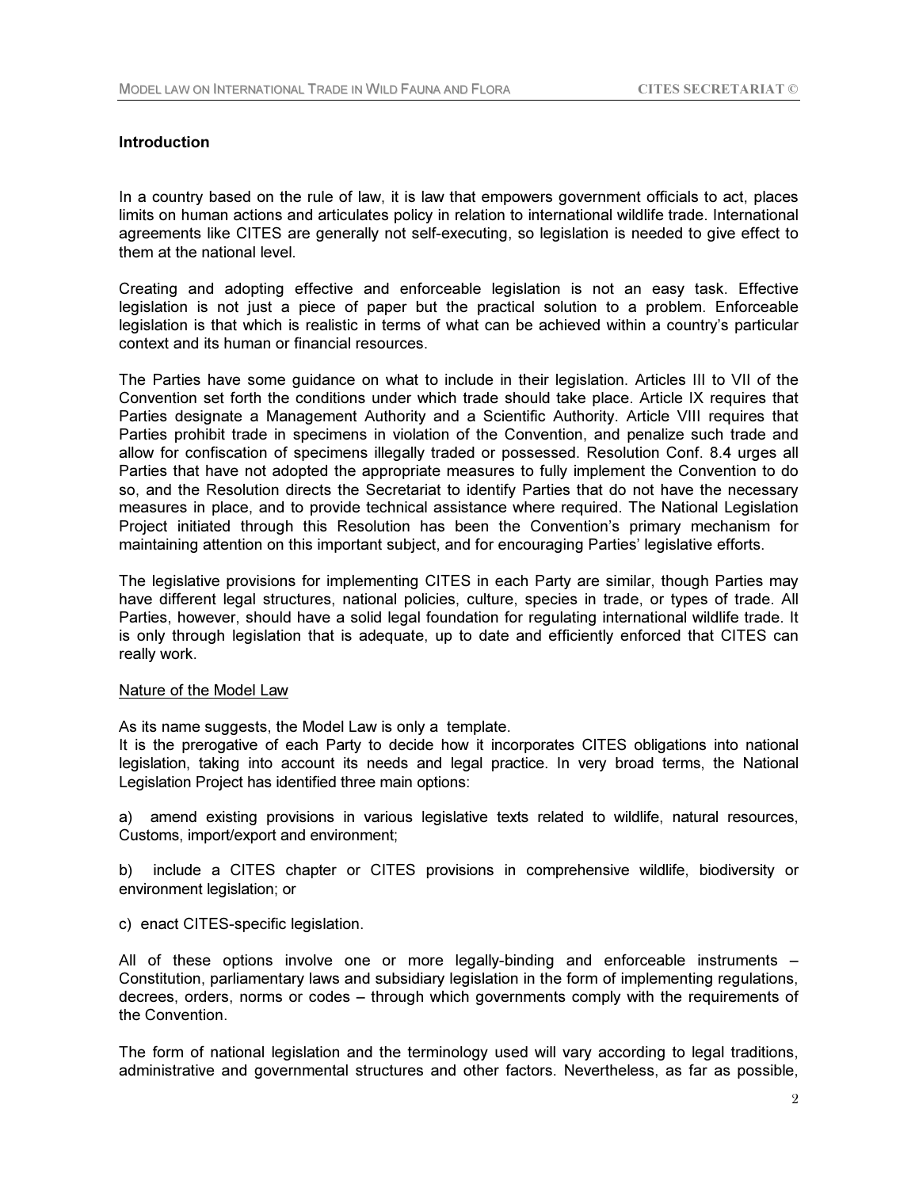## Introduction

In a country based on the rule of law, it is law that empowers government officials to act, places limits on human actions and articulates policy in relation to international wildlife trade. International agreements like CITES are generally not self-executing, so legislation is needed to give effect to them at the national level.

Creating and adopting effective and enforceable legislation is not an easy task. Effective legislation is not just a piece of paper but the practical solution to a problem. Enforceable legislation is that which is realistic in terms of what can be achieved within a country's particular context and its human or financial resources.

The Parties have some guidance on what to include in their legislation. Articles III to VII of the Convention set forth the conditions under which trade should take place. Article IX requires that Parties designate a Management Authority and a Scientific Authority. Article VIII requires that Parties prohibit trade in specimens in violation of the Convention, and penalize such trade and allow for confiscation of specimens illegally traded or possessed. Resolution Conf. 8.4 urges all Parties that have not adopted the appropriate measures to fully implement the Convention to do so, and the Resolution directs the Secretariat to identify Parties that do not have the necessary measures in place, and to provide technical assistance where required. The National Legislation Project initiated through this Resolution has been the Convention's primary mechanism for maintaining attention on this important subject, and for encouraging Parties' legislative efforts.

The legislative provisions for implementing CITES in each Party are similar, though Parties may have different legal structures, national policies, culture, species in trade, or types of trade. All Parties, however, should have a solid legal foundation for regulating international wildlife trade. It is only through legislation that is adequate, up to date and efficiently enforced that CITES can really work.

### Nature of the Model Law

As its name suggests, the Model Law is only a template.
It is the prerogative of each Party to decide how it incorporates CITES obligations into national legislation, taking into account its needs and legal practice. In very broad terms, the National Legislation Project has identified three main options:

a) amend existing provisions in various legislative texts related to wildlife, natural resources, Customs, import/export and environment;

b) include a CITES chapter or CITES provisions in comprehensive wildlife, biodiversity or environment legislation; or

c) enact CITES-specific legislation.

All of these options involve one or more legally-binding and enforceable instruments – Constitution, parliamentary laws and subsidiary legislation in the form of implementing regulations, decrees, orders, norms or codes – through which governments comply with the requirements of the Convention.

The form of national legislation and the terminology used will vary according to legal traditions, administrative and governmental structures and other factors. Nevertheless, as far as possible,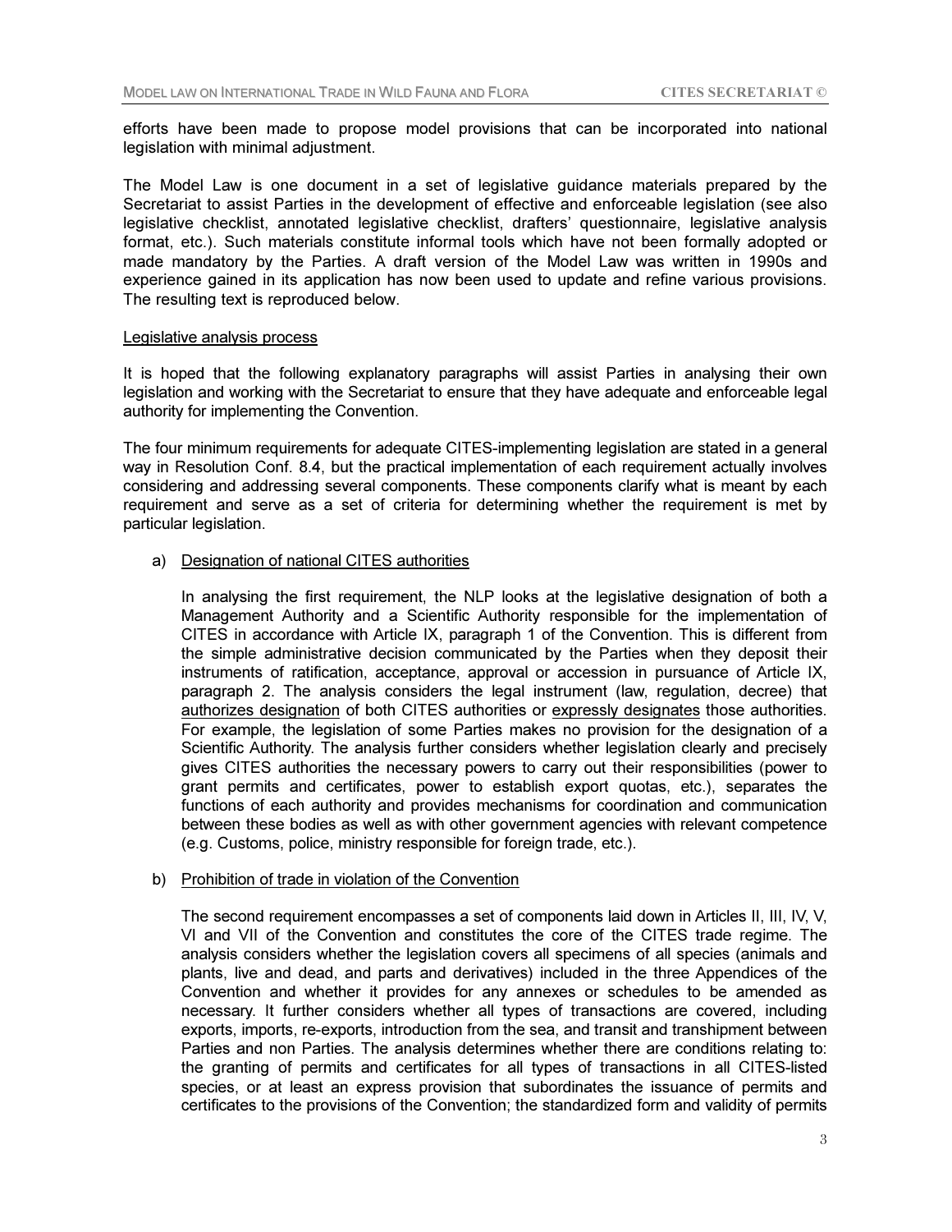efforts have been made to propose model provisions that can be incorporated into national legislation with minimal adjustment.

The Model Law is one document in a set of legislative guidance materials prepared by the Secretariat to assist Parties in the development of effective and enforceable legislation (see also legislative checklist, annotated legislative checklist, drafters' questionnaire, legislative analysis format, etc.). Such materials constitute informal tools which have not been formally adopted or made mandatory by the Parties. A draft version of the Model Law was written in 1990s and experience gained in its application has now been used to update and refine various provisions. The resulting text is reproduced below.

<u>Legislative analysis process</u>

It is hoped that the following explanatory paragraphs will assist Parties in analysing their own legislation and working with the Secretariat to ensure that they have adequate and enforceable legal authority for implementing the Convention.

The four minimum requirements for adequate CITES-implementing legislation are stated in a general way in Resolution Conf. 8.4, but the practical implementation of each requirement actually involves considering and addressing several components. These components clarify what is meant by each requirement and serve as a set of criteria for determining whether the requirement is met by particular legislation.

a) <u>Designation of national CITES authorities</u>

   In analysing the first requirement, the NLP looks at the legislative designation of both a Management Authority and a Scientific Authority responsible for the implementation of CITES in accordance with Article IX, paragraph 1 of the Convention. This is different from the simple administrative decision communicated by the Parties when they deposit their instruments of ratification, acceptance, approval or accession in pursuance of Article IX, paragraph 2. The analysis considers the legal instrument (law, regulation, decree) that <u>authorizes designation</u> of both CITES authorities or <u>expressly designates</u> those authorities. For example, the legislation of some Parties makes no provision for the designation of a Scientific Authority. The analysis further considers whether legislation clearly and precisely gives CITES authorities the necessary powers to carry out their responsibilities (power to grant permits and certificates, power to establish export quotas, etc.), separates the functions of each authority and provides mechanisms for coordination and communication between these bodies as well as with other government agencies with relevant competence (e.g. Customs, police, ministry responsible for foreign trade, etc.).

b) <u>Prohibition of trade in violation of the Convention</u>

   The second requirement encompasses a set of components laid down in Articles II, III, IV, V, VI and VII of the Convention and constitutes the core of the CITES trade regime. The analysis considers whether the legislation covers all specimens of all species (animals and plants, live and dead, and parts and derivatives) included in the three Appendices of the Convention and whether it provides for any annexes or schedules to be amended as necessary. It further considers whether all types of transactions are covered, including exports, imports, re-exports, introduction from the sea, and transit and transhipment between Parties and non Parties. The analysis determines whether there are conditions relating to: the granting of permits and certificates for all types of transactions in all CITES-listed species, or at least an express provision that subordinates the issuance of permits and certificates to the provisions of the Convention; the standardized form and validity of permits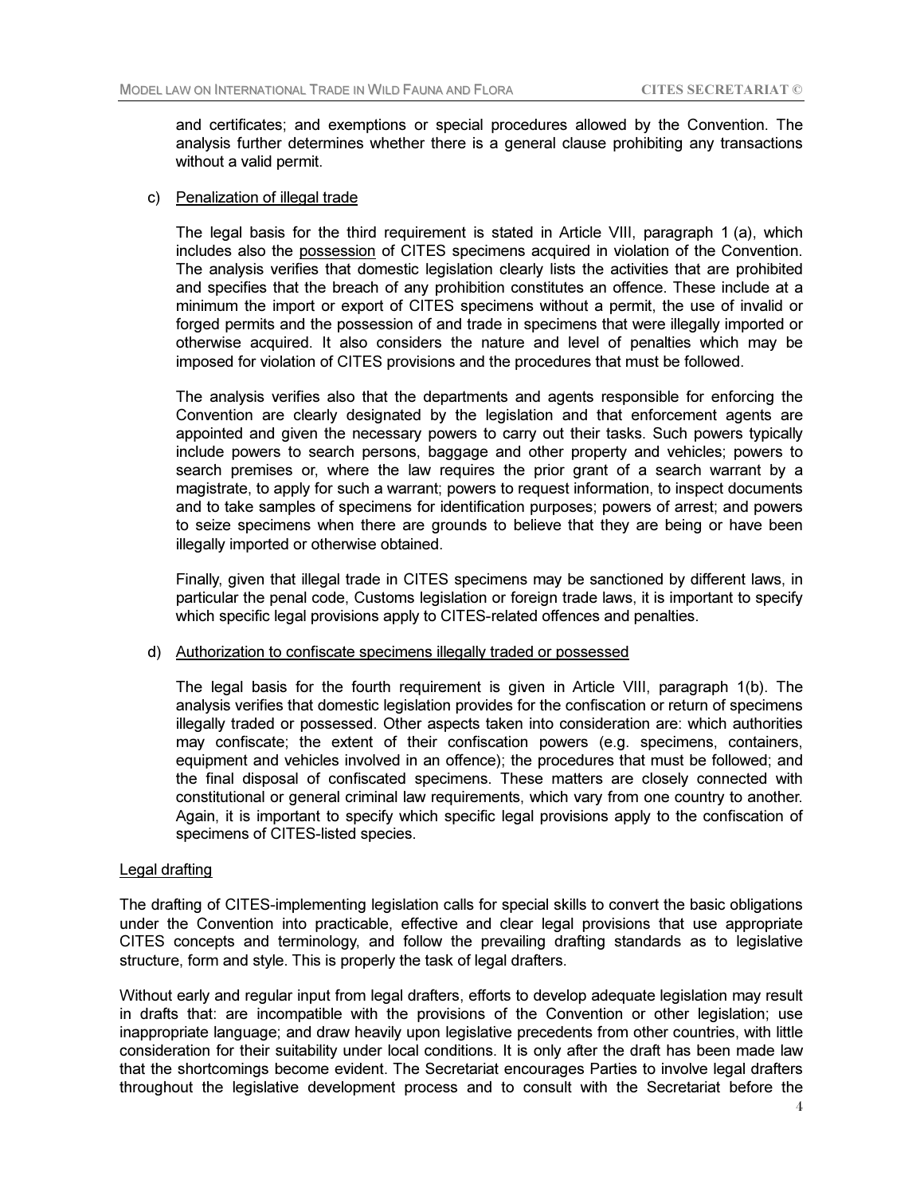and certificates; and exemptions or special procedures allowed by the Convention. The analysis further determines whether there is a general clause prohibiting any transactions without a valid permit.

c) Penalization of illegal trade

The legal basis for the third requirement is stated in Article VIII, paragraph 1 (a), which includes also the possession of CITES specimens acquired in violation of the Convention. The analysis verifies that domestic legislation clearly lists the activities that are prohibited and specifies that the breach of any prohibition constitutes an offence. These include at a minimum the import or export of CITES specimens without a permit, the use of invalid or forged permits and the possession of and trade in specimens that were illegally imported or otherwise acquired. It also considers the nature and level of penalties which may be imposed for violation of CITES provisions and the procedures that must be followed.

The analysis verifies also that the departments and agents responsible for enforcing the Convention are clearly designated by the legislation and that enforcement agents are appointed and given the necessary powers to carry out their tasks. Such powers typically include powers to search persons, baggage and other property and vehicles; powers to search premises or, where the law requires the prior grant of a search warrant by a magistrate, to apply for such a warrant; powers to request information, to inspect documents and to take samples of specimens for identification purposes; powers of arrest; and powers to seize specimens when there are grounds to believe that they are being or have been illegally imported or otherwise obtained.

Finally, given that illegal trade in CITES specimens may be sanctioned by different laws, in particular the penal code, Customs legislation or foreign trade laws, it is important to specify which specific legal provisions apply to CITES-related offences and penalties.

d) Authorization to confiscate specimens illegally traded or possessed

The legal basis for the fourth requirement is given in Article VIII, paragraph 1(b). The analysis verifies that domestic legislation provides for the confiscation or return of specimens illegally traded or possessed. Other aspects taken into consideration are: which authorities may confiscate; the extent of their confiscation powers (e.g. specimens, containers, equipment and vehicles involved in an offence); the procedures that must be followed; and the final disposal of confiscated specimens. These matters are closely connected with constitutional or general criminal law requirements, which vary from one country to another. Again, it is important to specify which specific legal provisions apply to the confiscation of specimens of CITES-listed species.

## Legal drafting

The drafting of CITES-implementing legislation calls for special skills to convert the basic obligations under the Convention into practicable, effective and clear legal provisions that use appropriate CITES concepts and terminology, and follow the prevailing drafting standards as to legislative structure, form and style. This is properly the task of legal drafters.

Without early and regular input from legal drafters, efforts to develop adequate legislation may result in drafts that: are incompatible with the provisions of the Convention or other legislation; use inappropriate language; and draw heavily upon legislative precedents from other countries, with little consideration for their suitability under local conditions. It is only after the draft has been made law that the shortcomings become evident. The Secretariat encourages Parties to involve legal drafters throughout the legislative development process and to consult with the Secretariat before the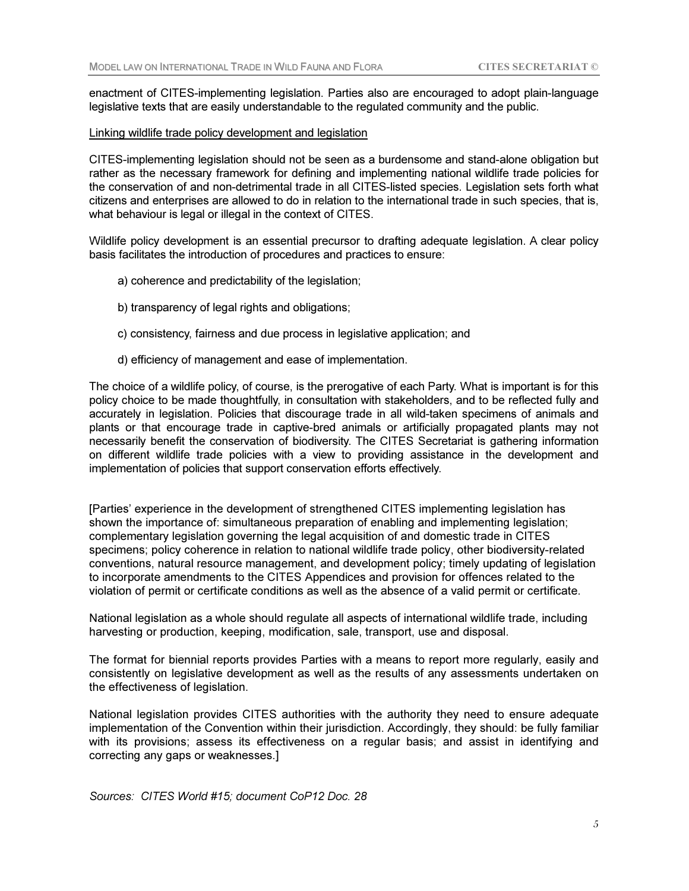enactment of CITES-implementing legislation. Parties also are encouraged to adopt plain-language legislative texts that are easily understandable to the regulated community and the public.

<u>Linking wildlife trade policy development and legislation</u>

CITES-implementing legislation should not be seen as a burdensome and stand-alone obligation but rather as the necessary framework for defining and implementing national wildlife trade policies for the conservation of and non-detrimental trade in all CITES-listed species. Legislation sets forth what citizens and enterprises are allowed to do in relation to the international trade in such species, that is, what behaviour is legal or illegal in the context of CITES.

Wildlife policy development is an essential precursor to drafting adequate legislation. A clear policy basis facilitates the introduction of procedures and practices to ensure:

a) coherence and predictability of the legislation;

b) transparency of legal rights and obligations;

c) consistency, fairness and due process in legislative application; and

d) efficiency of management and ease of implementation.

The choice of a wildlife policy, of course, is the prerogative of each Party. What is important is for this policy choice to be made thoughtfully, in consultation with stakeholders, and to be reflected fully and accurately in legislation. Policies that discourage trade in all wild-taken specimens of animals and plants or that encourage trade in captive-bred animals or artificially propagated plants may not necessarily benefit the conservation of biodiversity. The CITES Secretariat is gathering information on different wildlife trade policies with a view to providing assistance in the development and implementation of policies that support conservation efforts effectively.

[Parties' experience in the development of strengthened CITES implementing legislation has shown the importance of: simultaneous preparation of enabling and implementing legislation; complementary legislation governing the legal acquisition of and domestic trade in CITES specimens; policy coherence in relation to national wildlife trade policy, other biodiversity-related conventions, natural resource management, and development policy; timely updating of legislation to incorporate amendments to the CITES Appendices and provision for offences related to the violation of permit or certificate conditions as well as the absence of a valid permit or certificate.

National legislation as a whole should regulate all aspects of international wildlife trade, including harvesting or production, keeping, modification, sale, transport, use and disposal.

The format for biennial reports provides Parties with a means to report more regularly, easily and consistently on legislative development as well as the results of any assessments undertaken on the effectiveness of legislation.

National legislation provides CITES authorities with the authority they need to ensure adequate implementation of the Convention within their jurisdiction. Accordingly, they should: be fully familiar with its provisions; assess its effectiveness on a regular basis; and assist in identifying and correcting any gaps or weaknesses.]

*Sources: CITES World #15; document CoP12 Doc. 28*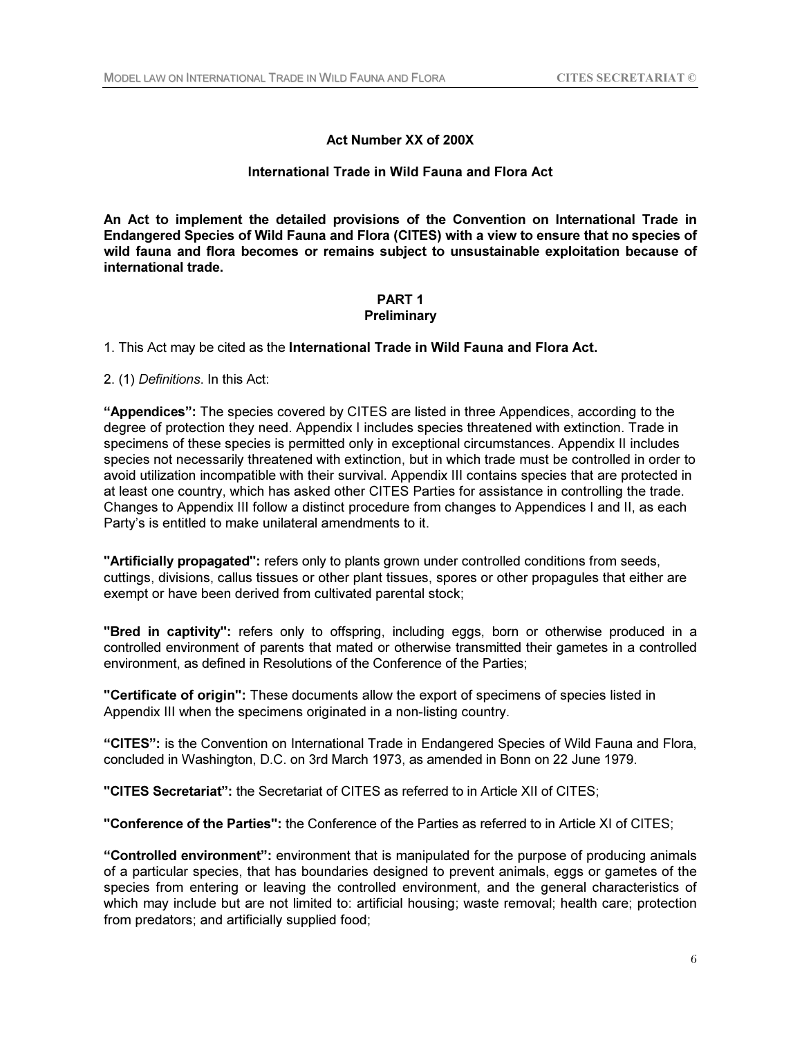**Act Number XX of 200X**

**International Trade in Wild Fauna and Flora Act**

**An Act to implement the detailed provisions of the Convention on International Trade in Endangered Species of Wild Fauna and Flora (CITES) with a view to ensure that no species of wild fauna and flora becomes or remains subject to unsustainable exploitation because of international trade.**

## PART 1
## Preliminary

1. This Act may be cited as the **International Trade in Wild Fauna and Flora Act.**

2. (1) *Definitions*. In this Act:

**"Appendices":** The species covered by CITES are listed in three Appendices, according to the degree of protection they need. Appendix I includes species threatened with extinction. Trade in specimens of these species is permitted only in exceptional circumstances. Appendix II includes species not necessarily threatened with extinction, but in which trade must be controlled in order to avoid utilization incompatible with their survival. Appendix III contains species that are protected in at least one country, which has asked other CITES Parties for assistance in controlling the trade. Changes to Appendix III follow a distinct procedure from changes to Appendices I and II, as each Party's is entitled to make unilateral amendments to it.

**"Artificially propagated":** refers only to plants grown under controlled conditions from seeds, cuttings, divisions, callus tissues or other plant tissues, spores or other propagules that either are exempt or have been derived from cultivated parental stock;

**"Bred in captivity":** refers only to offspring, including eggs, born or otherwise produced in a controlled environment of parents that mated or otherwise transmitted their gametes in a controlled environment, as defined in Resolutions of the Conference of the Parties;

**"Certificate of origin":** These documents allow the export of specimens of species listed in Appendix III when the specimens originated in a non-listing country.

**"CITES":** is the Convention on International Trade in Endangered Species of Wild Fauna and Flora, concluded in Washington, D.C. on 3rd March 1973, as amended in Bonn on 22 June 1979.

**"CITES Secretariat":** the Secretariat of CITES as referred to in Article XII of CITES;

**"Conference of the Parties":** the Conference of the Parties as referred to in Article XI of CITES;

**"Controlled environment":** environment that is manipulated for the purpose of producing animals of a particular species, that has boundaries designed to prevent animals, eggs or gametes of the species from entering or leaving the controlled environment, and the general characteristics of which may include but are not limited to: artificial housing; waste removal; health care; protection from predators; and artificially supplied food;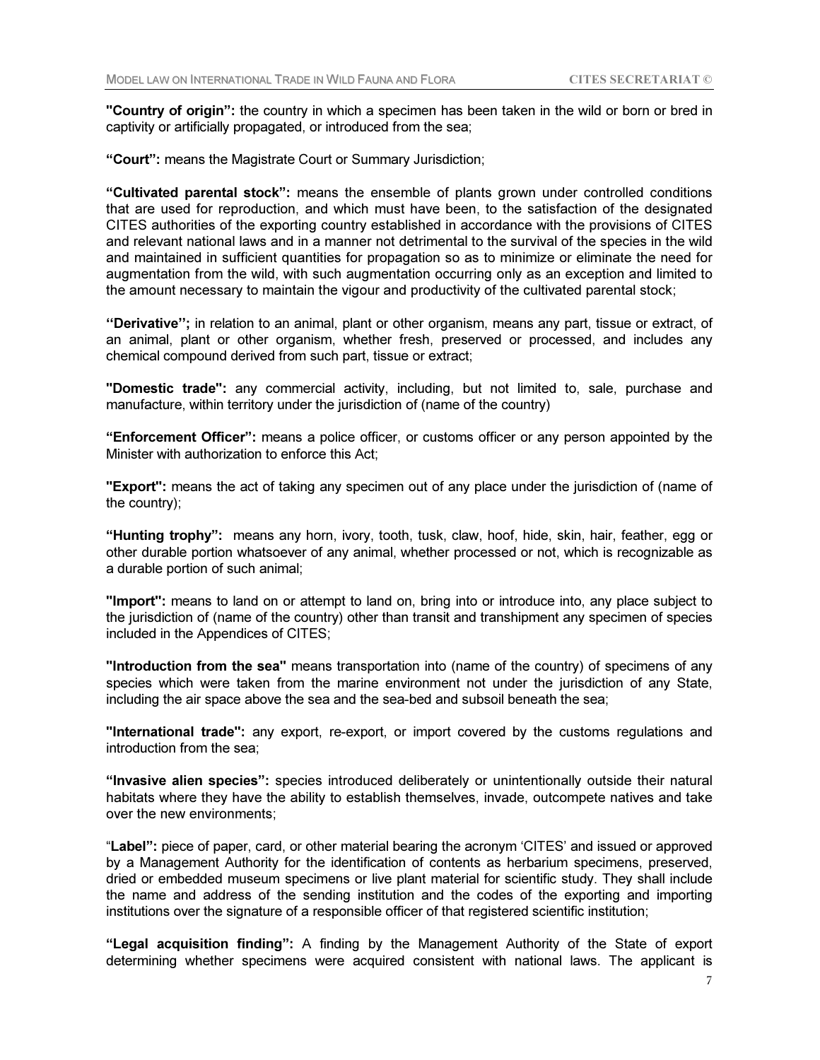**"Country of origin":** the country in which a specimen has been taken in the wild or born or bred in captivity or artificially propagated, or introduced from the sea;

**"Court":** means the Magistrate Court or Summary Jurisdiction;

**"Cultivated parental stock":** means the ensemble of plants grown under controlled conditions that are used for reproduction, and which must have been, to the satisfaction of the designated CITES authorities of the exporting country established in accordance with the provisions of CITES and relevant national laws and in a manner not detrimental to the survival of the species in the wild and maintained in sufficient quantities for propagation so as to minimize or eliminate the need for augmentation from the wild, with such augmentation occurring only as an exception and limited to the amount necessary to maintain the vigour and productivity of the cultivated parental stock;

**''Derivative'';** in relation to an animal, plant or other organism, means any part, tissue or extract, of an animal, plant or other organism, whether fresh, preserved or processed, and includes any chemical compound derived from such part, tissue or extract;

**"Domestic trade":** any commercial activity, including, but not limited to, sale, purchase and manufacture, within territory under the jurisdiction of (name of the country)

**"Enforcement Officer":** means a police officer, or customs officer or any person appointed by the Minister with authorization to enforce this Act;

**"Export":** means the act of taking any specimen out of any place under the jurisdiction of (name of the country);

**"Hunting trophy":** means any horn, ivory, tooth, tusk, claw, hoof, hide, skin, hair, feather, egg or other durable portion whatsoever of any animal, whether processed or not, which is recognizable as a durable portion of such animal;

**"Import":** means to land on or attempt to land on, bring into or introduce into, any place subject to the jurisdiction of (name of the country) other than transit and transhipment any specimen of species included in the Appendices of CITES;

**"Introduction from the sea"** means transportation into (name of the country) of specimens of any species which were taken from the marine environment not under the jurisdiction of any State, including the air space above the sea and the sea-bed and subsoil beneath the sea;

**"International trade":** any export, re-export, or import covered by the customs regulations and introduction from the sea;

**"Invasive alien species":** species introduced deliberately or unintentionally outside their natural habitats where they have the ability to establish themselves, invade, outcompete natives and take over the new environments;

"**Label":** piece of paper, card, or other material bearing the acronym 'CITES' and issued or approved by a Management Authority for the identification of contents as herbarium specimens, preserved, dried or embedded museum specimens or live plant material for scientific study. They shall include the name and address of the sending institution and the codes of the exporting and importing institutions over the signature of a responsible officer of that registered scientific institution;

**"Legal acquisition finding":** A finding by the Management Authority of the State of export determining whether specimens were acquired consistent with national laws. The applicant is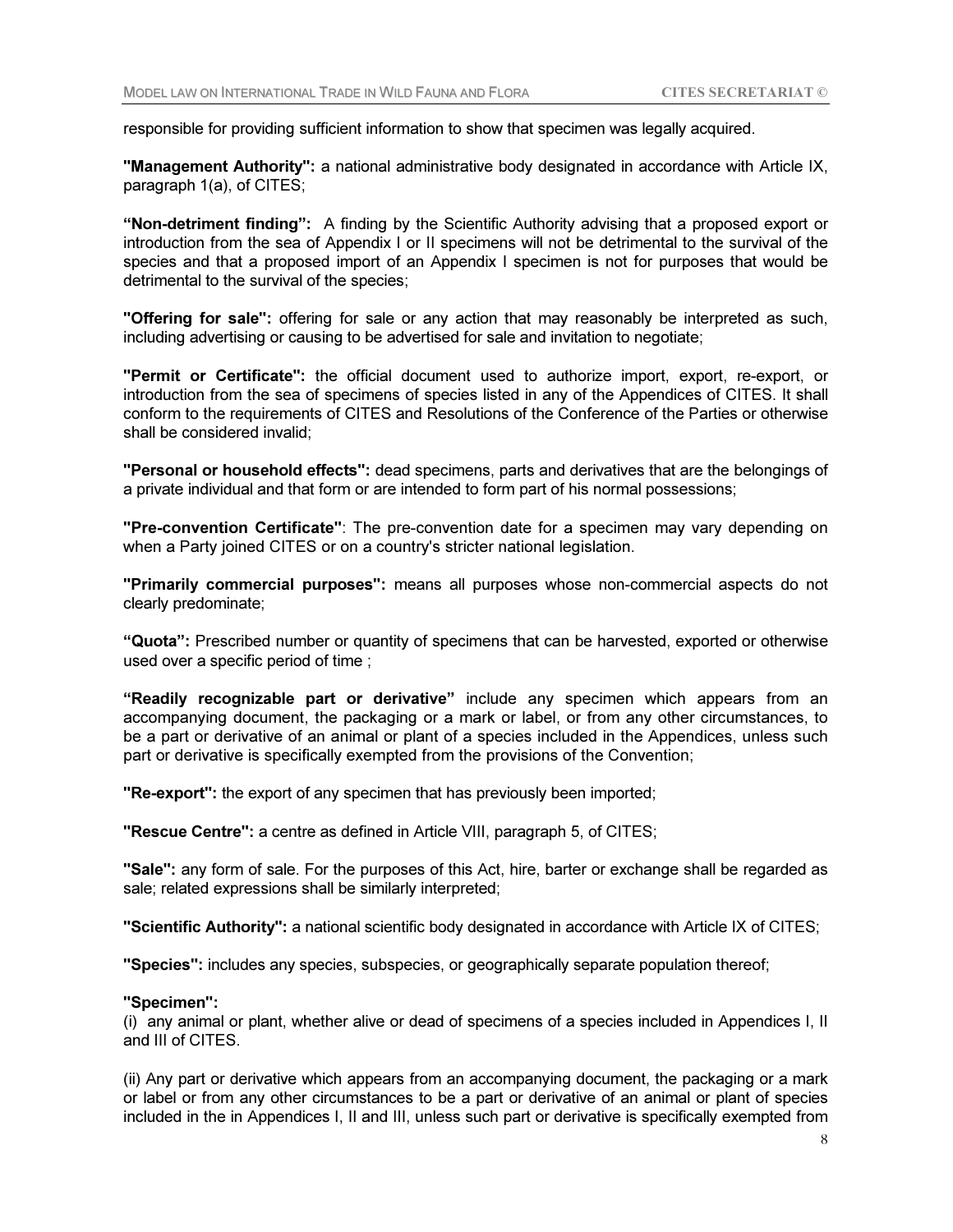responsible for providing sufficient information to show that specimen was legally acquired.

**"Management Authority":** a national administrative body designated in accordance with Article IX, paragraph 1(a), of CITES;

**"Non-detriment finding":** A finding by the Scientific Authority advising that a proposed export or introduction from the sea of Appendix I or II specimens will not be detrimental to the survival of the species and that a proposed import of an Appendix I specimen is not for purposes that would be detrimental to the survival of the species;

**"Offering for sale":** offering for sale or any action that may reasonably be interpreted as such, including advertising or causing to be advertised for sale and invitation to negotiate;

**"Permit or Certificate":** the official document used to authorize import, export, re-export, or introduction from the sea of specimens of species listed in any of the Appendices of CITES. It shall conform to the requirements of CITES and Resolutions of the Conference of the Parties or otherwise shall be considered invalid;

**"Personal or household effects":** dead specimens, parts and derivatives that are the belongings of a private individual and that form or are intended to form part of his normal possessions;

**"Pre-convention Certificate"**: The pre-convention date for a specimen may vary depending on when a Party joined CITES or on a country's stricter national legislation.

**"Primarily commercial purposes":** means all purposes whose non-commercial aspects do not clearly predominate;

**"Quota":** Prescribed number or quantity of specimens that can be harvested, exported or otherwise used over a specific period of time ;

**"Readily recognizable part or derivative"** include any specimen which appears from an accompanying document, the packaging or a mark or label, or from any other circumstances, to be a part or derivative of an animal or plant of a species included in the Appendices, unless such part or derivative is specifically exempted from the provisions of the Convention;

**"Re-export":** the export of any specimen that has previously been imported;

**"Rescue Centre":** a centre as defined in Article VIII, paragraph 5, of CITES;

**"Sale":** any form of sale. For the purposes of this Act, hire, barter or exchange shall be regarded as sale; related expressions shall be similarly interpreted;

**"Scientific Authority":** a national scientific body designated in accordance with Article IX of CITES;

**"Species":** includes any species, subspecies, or geographically separate population thereof;

**"Specimen":**

(i) any animal or plant, whether alive or dead of specimens of a species included in Appendices I, II and III of CITES.

(ii) Any part or derivative which appears from an accompanying document, the packaging or a mark or label or from any other circumstances to be a part or derivative of an animal or plant of species included in the in Appendices I, II and III, unless such part or derivative is specifically exempted from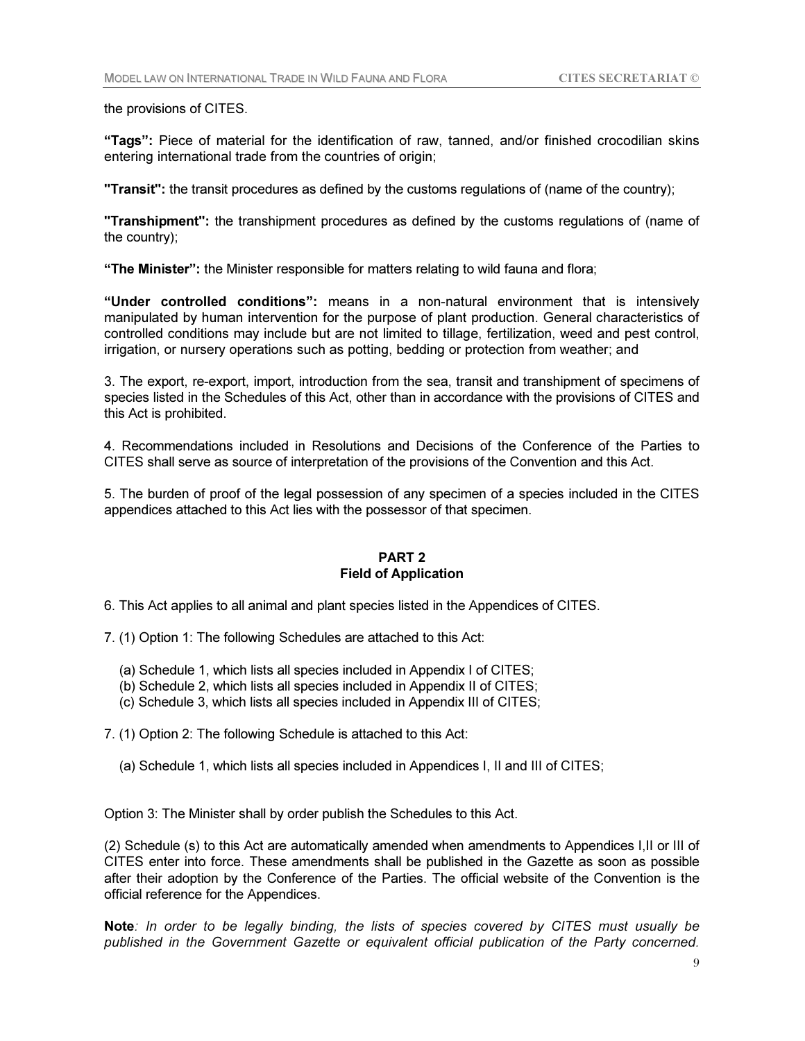the provisions of CITES.

**“Tags”:** Piece of material for the identification of raw, tanned, and/or finished crocodilian skins entering international trade from the countries of origin;

**"Transit":** the transit procedures as defined by the customs regulations of (name of the country);

**"Transhipment":** the transhipment procedures as defined by the customs regulations of (name of the country);

**“The Minister”:** the Minister responsible for matters relating to wild fauna and flora;

**“Under controlled conditions”:** means in a non-natural environment that is intensively manipulated by human intervention for the purpose of plant production. General characteristics of controlled conditions may include but are not limited to tillage, fertilization, weed and pest control, irrigation, or nursery operations such as potting, bedding or protection from weather; and

3. The export, re-export, import, introduction from the sea, transit and transhipment of specimens of species listed in the Schedules of this Act, other than in accordance with the provisions of CITES and this Act is prohibited.

4. Recommendations included in Resolutions and Decisions of the Conference of the Parties to CITES shall serve as source of interpretation of the provisions of the Convention and this Act.

5. The burden of proof of the legal possession of any specimen of a species included in the CITES appendices attached to this Act lies with the possessor of that specimen.

## PART 2
## Field of Application

6. This Act applies to all animal and plant species listed in the Appendices of CITES.

7. (1) Option 1: The following Schedules are attached to this Act:

(a) Schedule 1, which lists all species included in Appendix I of CITES;
(b) Schedule 2, which lists all species included in Appendix II of CITES;
(c) Schedule 3, which lists all species included in Appendix III of CITES;

7. (1) Option 2: The following Schedule is attached to this Act:

(a) Schedule 1, which lists all species included in Appendices I, II and III of CITES;

Option 3: The Minister shall by order publish the Schedules to this Act.

(2) Schedule (s) to this Act are automatically amended when amendments to Appendices I,II or III of CITES enter into force. These amendments shall be published in the Gazette as soon as possible after their adoption by the Conference of the Parties. The official website of the Convention is the official reference for the Appendices.

**Note***: In order to be legally binding, the lists of species covered by CITES must usually be published in the Government Gazette or equivalent official publication of the Party concerned.*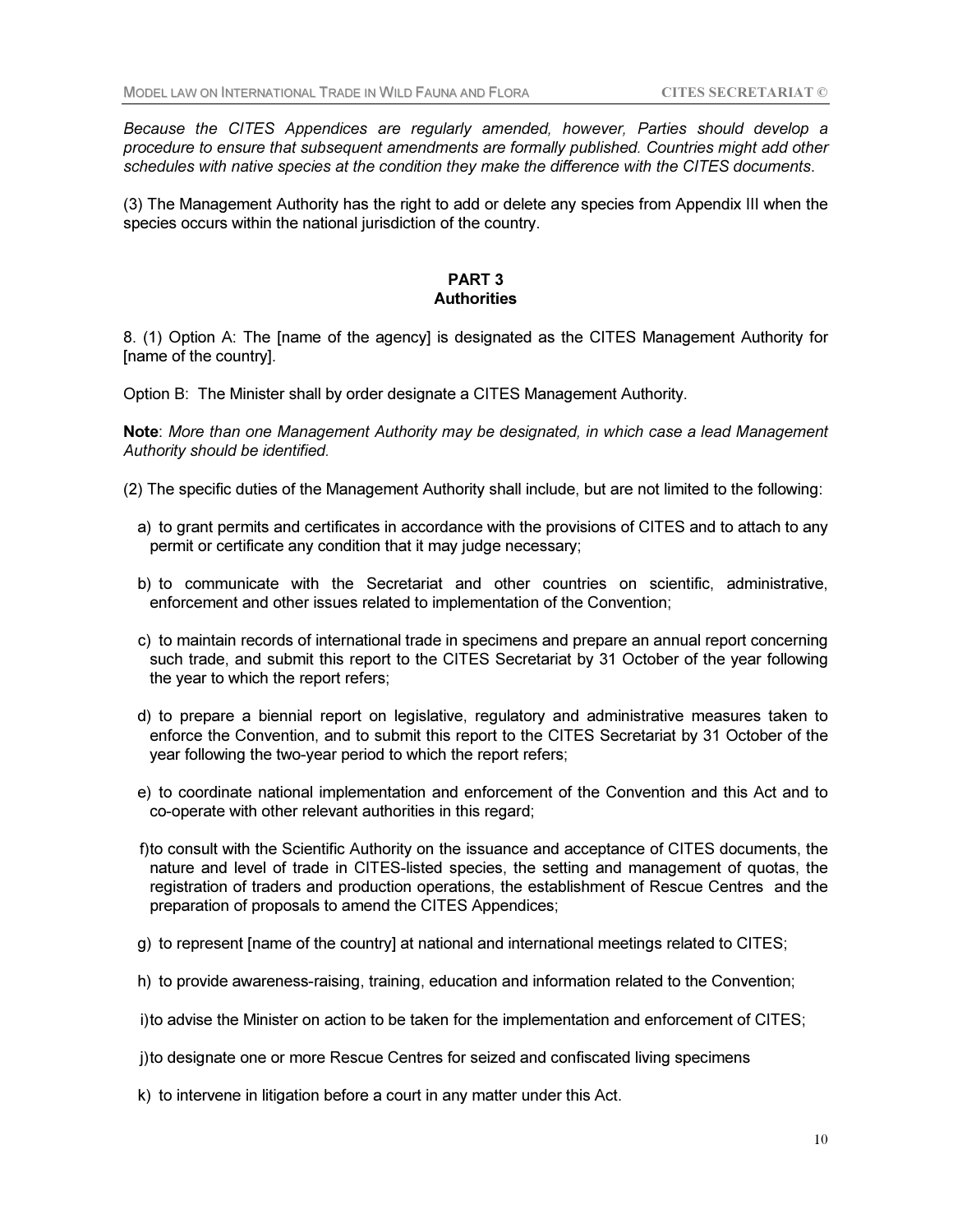*Because the CITES Appendices are regularly amended, however, Parties should develop a procedure to ensure that subsequent amendments are formally published. Countries might add other schedules with native species at the condition they make the difference with the CITES documents.*

(3) The Management Authority has the right to add or delete any species from Appendix III when the species occurs within the national jurisdiction of the country.

## PART 3
## Authorities

8. (1) Option A: The [name of the agency] is designated as the CITES Management Authority for [name of the country].

Option B: The Minister shall by order designate a CITES Management Authority.

**Note**: *More than one Management Authority may be designated, in which case a lead Management Authority should be identified.*

(2) The specific duties of the Management Authority shall include, but are not limited to the following:

a) to grant permits and certificates in accordance with the provisions of CITES and to attach to any permit or certificate any condition that it may judge necessary;

b) to communicate with the Secretariat and other countries on scientific, administrative, enforcement and other issues related to implementation of the Convention;

c) to maintain records of international trade in specimens and prepare an annual report concerning such trade, and submit this report to the CITES Secretariat by 31 October of the year following the year to which the report refers;

d) to prepare a biennial report on legislative, regulatory and administrative measures taken to enforce the Convention, and to submit this report to the CITES Secretariat by 31 October of the year following the two-year period to which the report refers;

e) to coordinate national implementation and enforcement of the Convention and this Act and to co-operate with other relevant authorities in this regard;

f) to consult with the Scientific Authority on the issuance and acceptance of CITES documents, the nature and level of trade in CITES-listed species, the setting and management of quotas, the registration of traders and production operations, the establishment of Rescue Centres and the preparation of proposals to amend the CITES Appendices;

g) to represent [name of the country] at national and international meetings related to CITES;

h) to provide awareness-raising, training, education and information related to the Convention;

i) to advise the Minister on action to be taken for the implementation and enforcement of CITES;

j) to designate one or more Rescue Centres for seized and confiscated living specimens

k) to intervene in litigation before a court in any matter under this Act.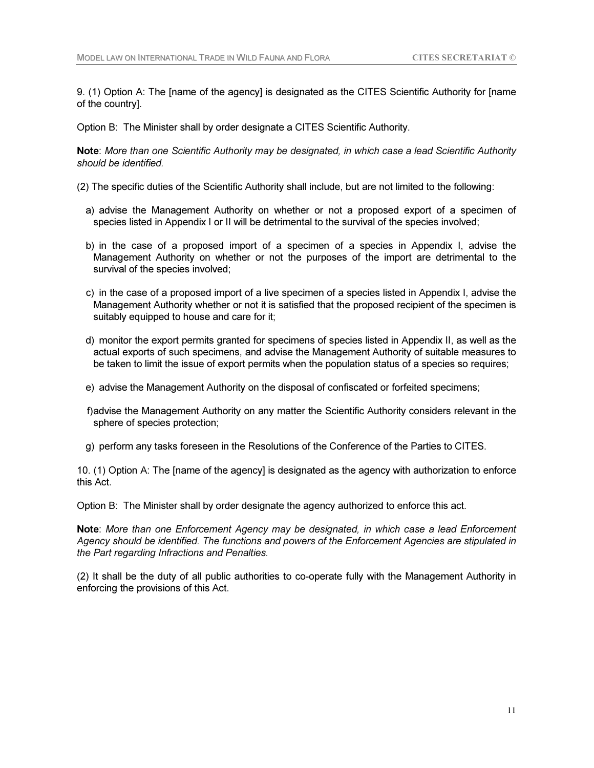9. (1) Option A: The [name of the agency] is designated as the CITES Scientific Authority for [name of the country].

Option B: The Minister shall by order designate a CITES Scientific Authority.

**Note**: *More than one Scientific Authority may be designated, in which case a lead Scientific Authority should be identified.*

(2) The specific duties of the Scientific Authority shall include, but are not limited to the following:

a) advise the Management Authority on whether or not a proposed export of a specimen of species listed in Appendix I or II will be detrimental to the survival of the species involved;

b) in the case of a proposed import of a specimen of a species in Appendix I, advise the Management Authority on whether or not the purposes of the import are detrimental to the survival of the species involved;

c) in the case of a proposed import of a live specimen of a species listed in Appendix I, advise the Management Authority whether or not it is satisfied that the proposed recipient of the specimen is suitably equipped to house and care for it;

d) monitor the export permits granted for specimens of species listed in Appendix II, as well as the actual exports of such specimens, and advise the Management Authority of suitable measures to be taken to limit the issue of export permits when the population status of a species so requires;

e) advise the Management Authority on the disposal of confiscated or forfeited specimens;

f) advise the Management Authority on any matter the Scientific Authority considers relevant in the sphere of species protection;

g) perform any tasks foreseen in the Resolutions of the Conference of the Parties to CITES.

10. (1) Option A: The [name of the agency] is designated as the agency with authorization to enforce this Act.

Option B: The Minister shall by order designate the agency authorized to enforce this act.

**Note**: *More than one Enforcement Agency may be designated, in which case a lead Enforcement Agency should be identified. The functions and powers of the Enforcement Agencies are stipulated in the Part regarding Infractions and Penalties.*

(2) It shall be the duty of all public authorities to co-operate fully with the Management Authority in enforcing the provisions of this Act.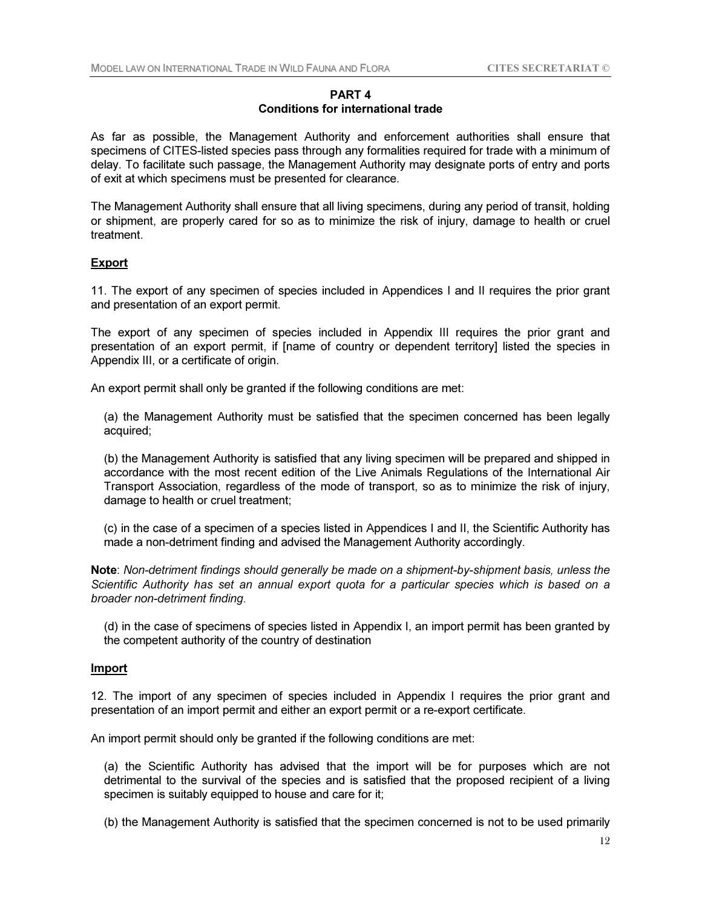## PART 4
## Conditions for international trade

As far as possible, the Management Authority and enforcement authorities shall ensure that specimens of CITES-listed species pass through any formalities required for trade with a minimum of delay. To facilitate such passage, the Management Authority may designate ports of entry and ports of exit at which specimens must be presented for clearance.

The Management Authority shall ensure that all living specimens, during any period of transit, holding or shipment, are properly cared for so as to minimize the risk of injury, damage to health or cruel treatment.

### Export

11. The export of any specimen of species included in Appendices I and II requires the prior grant and presentation of an export permit.

The export of any specimen of species included in Appendix III requires the prior grant and presentation of an export permit, if [name of country or dependent territory] listed the species in Appendix III, or a certificate of origin.

An export permit shall only be granted if the following conditions are met:

(a) the Management Authority must be satisfied that the specimen concerned has been legally acquired;

(b) the Management Authority is satisfied that any living specimen will be prepared and shipped in accordance with the most recent edition of the Live Animals Regulations of the International Air Transport Association, regardless of the mode of transport, so as to minimize the risk of injury, damage to health or cruel treatment;

(c) in the case of a specimen of a species listed in Appendices I and II, the Scientific Authority has made a non-detriment finding and advised the Management Authority accordingly.

**Note**: *Non-detriment findings should generally be made on a shipment-by-shipment basis, unless the Scientific Authority has set an annual export quota for a particular species which is based on a broader non-detriment finding.*

(d) in the case of specimens of species listed in Appendix I, an import permit has been granted by the competent authority of the country of destination

### Import

12. The import of any specimen of species included in Appendix I requires the prior grant and presentation of an import permit and either an export permit or a re-export certificate.

An import permit should only be granted if the following conditions are met:

(a) the Scientific Authority has advised that the import will be for purposes which are not detrimental to the survival of the species and is satisfied that the proposed recipient of a living specimen is suitably equipped to house and care for it;

(b) the Management Authority is satisfied that the specimen concerned is not to be used primarily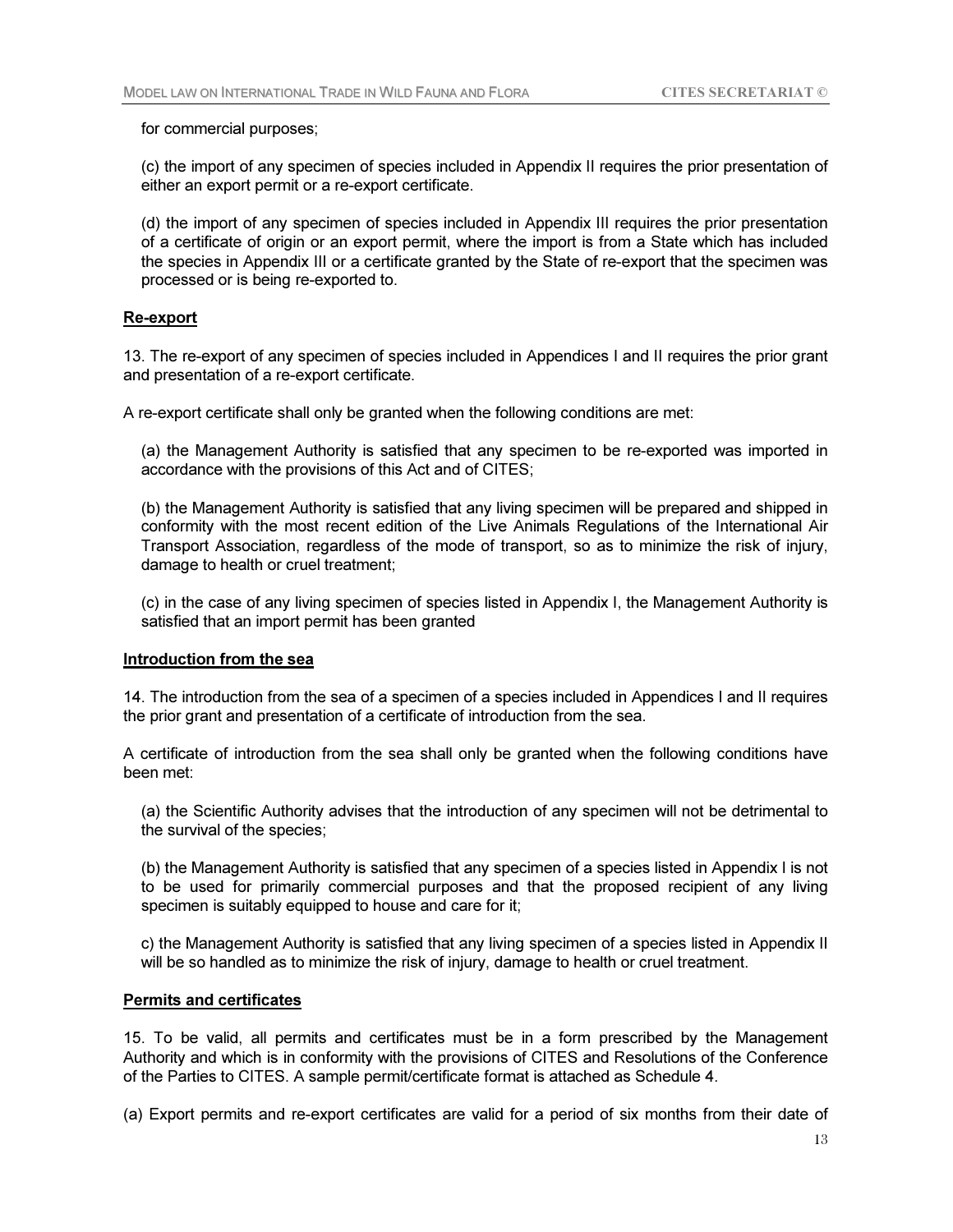for commercial purposes;

(c) the import of any specimen of species included in Appendix II requires the prior presentation of either an export permit or a re-export certificate.

(d) the import of any specimen of species included in Appendix III requires the prior presentation of a certificate of origin or an export permit, where the import is from a State which has included the species in Appendix III or a certificate granted by the State of re-export that the specimen was processed or is being re-exported to.

**Re-export**

13. The re-export of any specimen of species included in Appendices I and II requires the prior grant and presentation of a re-export certificate.

A re-export certificate shall only be granted when the following conditions are met:

(a) the Management Authority is satisfied that any specimen to be re-exported was imported in accordance with the provisions of this Act and of CITES;

(b) the Management Authority is satisfied that any living specimen will be prepared and shipped in conformity with the most recent edition of the Live Animals Regulations of the International Air Transport Association, regardless of the mode of transport, so as to minimize the risk of injury, damage to health or cruel treatment;

(c) in the case of any living specimen of species listed in Appendix I, the Management Authority is satisfied that an import permit has been granted

**Introduction from the sea**

14. The introduction from the sea of a specimen of a species included in Appendices I and II requires the prior grant and presentation of a certificate of introduction from the sea.

A certificate of introduction from the sea shall only be granted when the following conditions have been met:

(a) the Scientific Authority advises that the introduction of any specimen will not be detrimental to the survival of the species;

(b) the Management Authority is satisfied that any specimen of a species listed in Appendix I is not to be used for primarily commercial purposes and that the proposed recipient of any living specimen is suitably equipped to house and care for it;

c) the Management Authority is satisfied that any living specimen of a species listed in Appendix II will be so handled as to minimize the risk of injury, damage to health or cruel treatment.

**Permits and certificates**

15. To be valid, all permits and certificates must be in a form prescribed by the Management Authority and which is in conformity with the provisions of CITES and Resolutions of the Conference of the Parties to CITES. A sample permit/certificate format is attached as Schedule 4.

(a) Export permits and re-export certificates are valid for a period of six months from their date of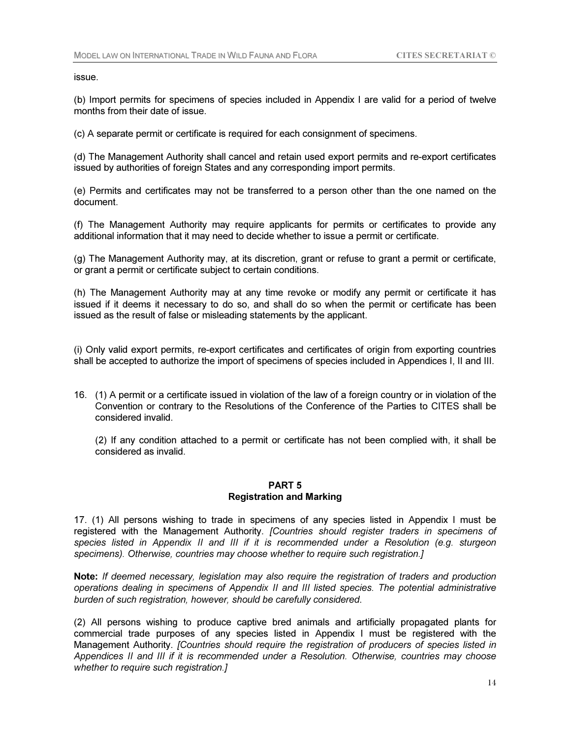issue.

(b) Import permits for specimens of species included in Appendix I are valid for a period of twelve months from their date of issue.

(c) A separate permit or certificate is required for each consignment of specimens.

(d) The Management Authority shall cancel and retain used export permits and re-export certificates issued by authorities of foreign States and any corresponding import permits.

(e) Permits and certificates may not be transferred to a person other than the one named on the document.

(f) The Management Authority may require applicants for permits or certificates to provide any additional information that it may need to decide whether to issue a permit or certificate.

(g) The Management Authority may, at its discretion, grant or refuse to grant a permit or certificate, or grant a permit or certificate subject to certain conditions.

(h) The Management Authority may at any time revoke or modify any permit or certificate it has issued if it deems it necessary to do so, and shall do so when the permit or certificate has been issued as the result of false or misleading statements by the applicant.

(i) Only valid export permits, re-export certificates and certificates of origin from exporting countries shall be accepted to authorize the import of specimens of species included in Appendices I, II and III.

16. (1) A permit or a certificate issued in violation of the law of a foreign country or in violation of the Convention or contrary to the Resolutions of the Conference of the Parties to CITES shall be considered invalid.

(2) If any condition attached to a permit or certificate has not been complied with, it shall be considered as invalid.

## PART 5
## Registration and Marking

17. (1) All persons wishing to trade in specimens of any species listed in Appendix I must be registered with the Management Authority. *[Countries should register traders in specimens of species listed in Appendix II and III if it is recommended under a Resolution (e.g. sturgeon specimens). Otherwise, countries may choose whether to require such registration.]*

**Note:** *If deemed necessary, legislation may also require the registration of traders and production operations dealing in specimens of Appendix II and III listed species. The potential administrative burden of such registration, however, should be carefully considered.*

(2) All persons wishing to produce captive bred animals and artificially propagated plants for commercial trade purposes of any species listed in Appendix I must be registered with the Management Authority. *[Countries should require the registration of producers of species listed in Appendices II and III if it is recommended under a Resolution. Otherwise, countries may choose whether to require such registration.]*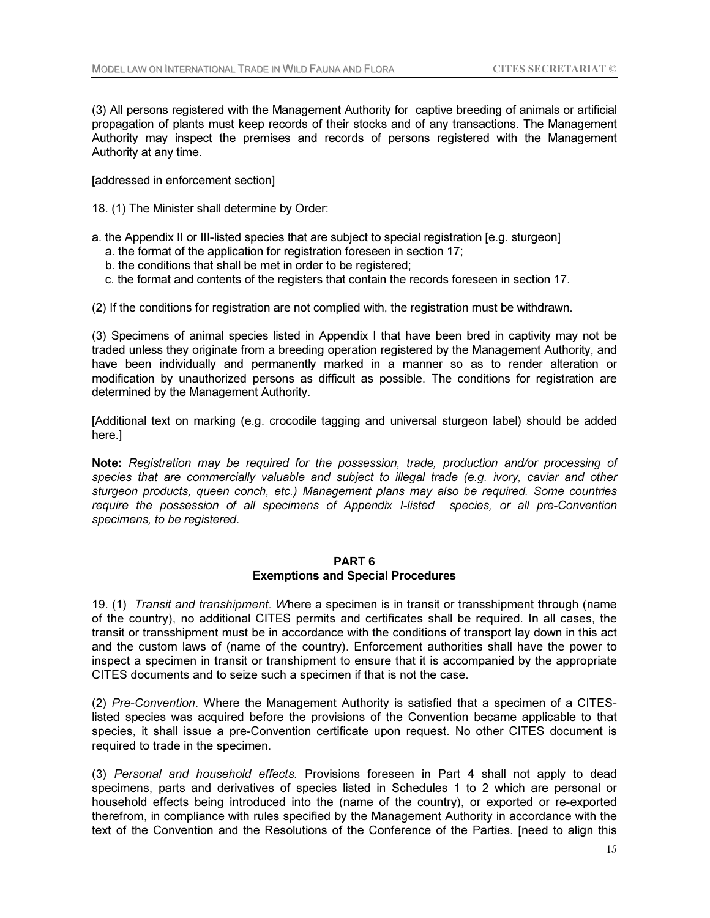(3) All persons registered with the Management Authority for captive breeding of animals or artificial propagation of plants must keep records of their stocks and of any transactions. The Management Authority may inspect the premises and records of persons registered with the Management Authority at any time.

[addressed in enforcement section]

18. (1) The Minister shall determine by Order:

a. the Appendix II or III-listed species that are subject to special registration [e.g. sturgeon]
   a. the format of the application for registration foreseen in section 17;
   b. the conditions that shall be met in order to be registered;
   c. the format and contents of the registers that contain the records foreseen in section 17.

(2) If the conditions for registration are not complied with, the registration must be withdrawn.

(3) Specimens of animal species listed in Appendix I that have been bred in captivity may not be traded unless they originate from a breeding operation registered by the Management Authority, and have been individually and permanently marked in a manner so as to render alteration or modification by unauthorized persons as difficult as possible. The conditions for registration are determined by the Management Authority.

[Additional text on marking (e.g. crocodile tagging and universal sturgeon label) should be added here.]

**Note:** *Registration may be required for the possession, trade, production and/or processing of species that are commercially valuable and subject to illegal trade (e.g. ivory, caviar and other sturgeon products, queen conch, etc.) Management plans may also be required. Some countries require the possession of all specimens of Appendix I-listed species, or all pre-Convention specimens, to be registered*.

## PART 6
## Exemptions and Special Procedures

19. (1) *Transit and transhipment. W*here a specimen is in transit or transshipment through (name of the country), no additional CITES permits and certificates shall be required. In all cases, the transit or transshipment must be in accordance with the conditions of transport lay down in this act and the custom laws of (name of the country). Enforcement authorities shall have the power to inspect a specimen in transit or transhipment to ensure that it is accompanied by the appropriate CITES documents and to seize such a specimen if that is not the case.

(2) *Pre-Convention*. Where the Management Authority is satisfied that a specimen of a CITES-listed species was acquired before the provisions of the Convention became applicable to that species, it shall issue a pre-Convention certificate upon request. No other CITES document is required to trade in the specimen.

(3) *Personal and household effects.* Provisions foreseen in Part 4 shall not apply to dead specimens, parts and derivatives of species listed in Schedules 1 to 2 which are personal or household effects being introduced into the (name of the country), or exported or re-exported therefrom, in compliance with rules specified by the Management Authority in accordance with the text of the Convention and the Resolutions of the Conference of the Parties. [need to align this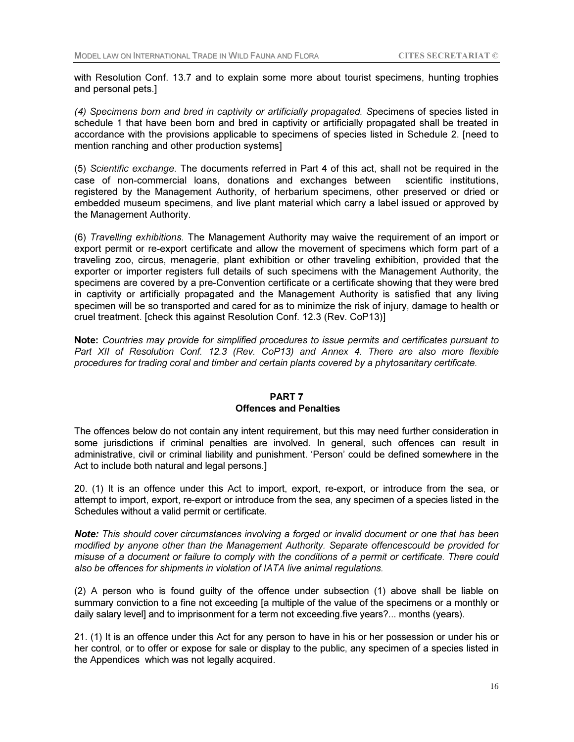with Resolution Conf. 13.7 and to explain some more about tourist specimens, hunting trophies and personal pets.]

*(4) Specimens born and bred in captivity or artificially propagated. S*pecimens of species listed in schedule 1 that have been born and bred in captivity or artificially propagated shall be treated in accordance with the provisions applicable to specimens of species listed in Schedule 2. [need to mention ranching and other production systems]

(5) *Scientific exchange.* The documents referred in Part 4 of this act, shall not be required in the case of non-commercial loans, donations and exchanges between scientific institutions, registered by the Management Authority, of herbarium specimens, other preserved or dried or embedded museum specimens, and live plant material which carry a label issued or approved by the Management Authority.

(6) *Travelling exhibitions.* The Management Authority may waive the requirement of an import or export permit or re-export certificate and allow the movement of specimens which form part of a traveling zoo, circus, menagerie, plant exhibition or other traveling exhibition, provided that the exporter or importer registers full details of such specimens with the Management Authority, the specimens are covered by a pre-Convention certificate or a certificate showing that they were bred in captivity or artificially propagated and the Management Authority is satisfied that any living specimen will be so transported and cared for as to minimize the risk of injury, damage to health or cruel treatment. [check this against Resolution Conf. 12.3 (Rev. CoP13)]

**Note:** *Countries may provide for simplified procedures to issue permits and certificates pursuant to Part XII of Resolution Conf. 12.3 (Rev. CoP13) and Annex 4. There are also more flexible procedures for trading coral and timber and certain plants covered by a phytosanitary certificate.*

## PART 7
## Offences and Penalties

The offences below do not contain any intent requirement, but this may need further consideration in some jurisdictions if criminal penalties are involved. In general, such offences can result in administrative, civil or criminal liability and punishment. 'Person' could be defined somewhere in the Act to include both natural and legal persons.]

20. (1) It is an offence under this Act to import, export, re-export, or introduce from the sea, or attempt to import, export, re-export or introduce from the sea, any specimen of a species listed in the Schedules without a valid permit or certificate.

***Note:*** *This should cover circumstances involving a forged or invalid document or one that has been modified by anyone other than the Management Authority. Separate offencescould be provided for misuse of a document or failure to comply with the conditions of a permit or certificate. There could also be offences for shipments in violation of IATA live animal regulations.*

(2) A person who is found guilty of the offence under subsection (1) above shall be liable on summary conviction to a fine not exceeding [a multiple of the value of the specimens or a monthly or daily salary level] and to imprisonment for a term not exceeding.five years?... months (years).

21. (1) It is an offence under this Act for any person to have in his or her possession or under his or her control, or to offer or expose for sale or display to the public, any specimen of a species listed in the Appendices which was not legally acquired.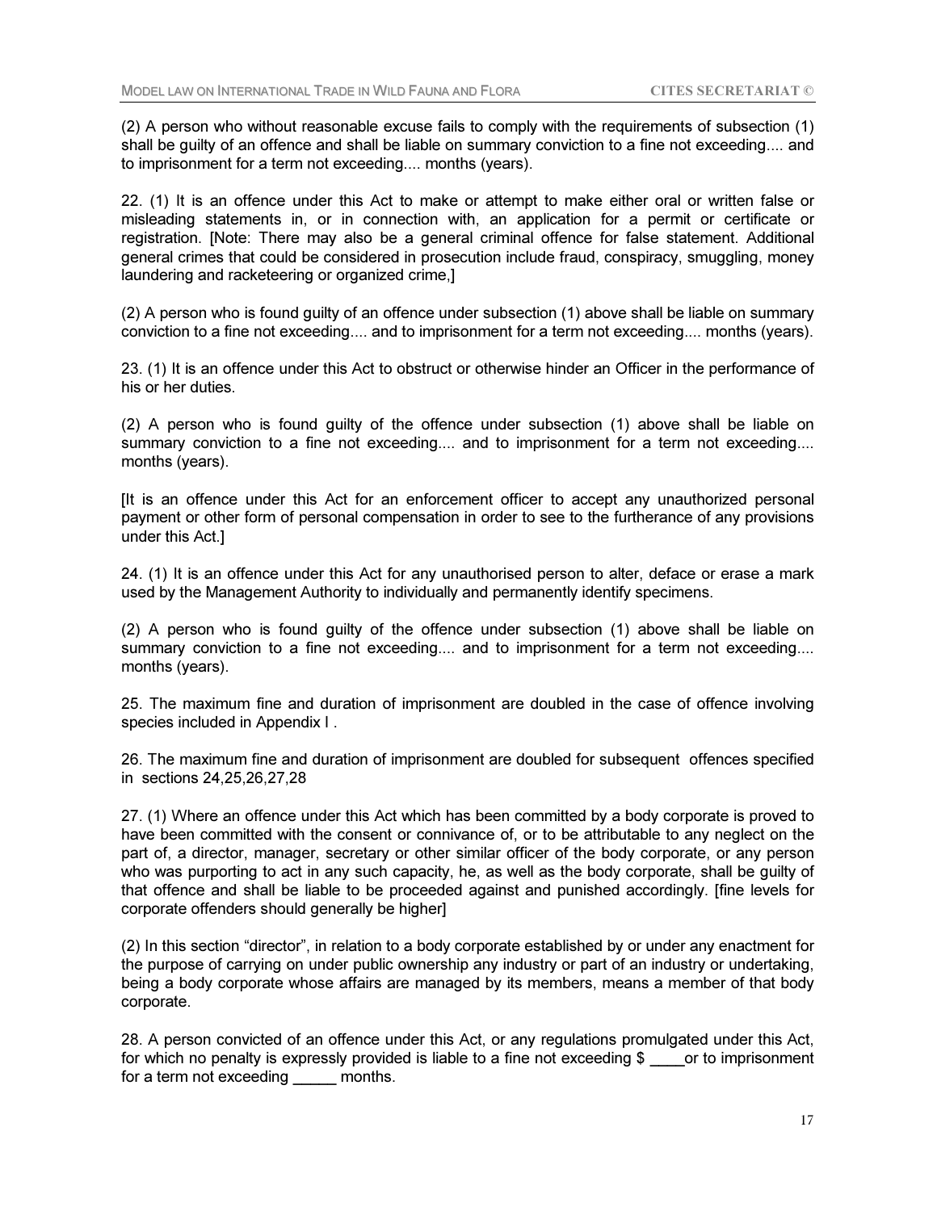(2) A person who without reasonable excuse fails to comply with the requirements of subsection (1) shall be guilty of an offence and shall be liable on summary conviction to a fine not exceeding.... and to imprisonment for a term not exceeding.... months (years).

22. (1) It is an offence under this Act to make or attempt to make either oral or written false or misleading statements in, or in connection with, an application for a permit or certificate or registration. [Note: There may also be a general criminal offence for false statement. Additional general crimes that could be considered in prosecution include fraud, conspiracy, smuggling, money laundering and racketeering or organized crime,]

(2) A person who is found guilty of an offence under subsection (1) above shall be liable on summary conviction to a fine not exceeding.... and to imprisonment for a term not exceeding.... months (years).

23. (1) It is an offence under this Act to obstruct or otherwise hinder an Officer in the performance of his or her duties.

(2) A person who is found guilty of the offence under subsection (1) above shall be liable on summary conviction to a fine not exceeding.... and to imprisonment for a term not exceeding.... months (years).

[It is an offence under this Act for an enforcement officer to accept any unauthorized personal payment or other form of personal compensation in order to see to the furtherance of any provisions under this Act.]

24. (1) It is an offence under this Act for any unauthorised person to alter, deface or erase a mark used by the Management Authority to individually and permanently identify specimens.

(2) A person who is found guilty of the offence under subsection (1) above shall be liable on summary conviction to a fine not exceeding.... and to imprisonment for a term not exceeding.... months (years).

25. The maximum fine and duration of imprisonment are doubled in the case of offence involving species included in Appendix I .

26. The maximum fine and duration of imprisonment are doubled for subsequent offences specified in sections 24,25,26,27,28

27. (1) Where an offence under this Act which has been committed by a body corporate is proved to have been committed with the consent or connivance of, or to be attributable to any neglect on the part of, a director, manager, secretary or other similar officer of the body corporate, or any person who was purporting to act in any such capacity, he, as well as the body corporate, shall be guilty of that offence and shall be liable to be proceeded against and punished accordingly. [fine levels for corporate offenders should generally be higher]

(2) In this section “director”, in relation to a body corporate established by or under any enactment for the purpose of carrying on under public ownership any industry or part of an industry or undertaking, being a body corporate whose affairs are managed by its members, means a member of that body corporate.

28. A person convicted of an offence under this Act, or any regulations promulgated under this Act, for which no penalty is expressly provided is liable to a fine not exceeding $ ____or to imprisonment for a term not exceeding _____ months.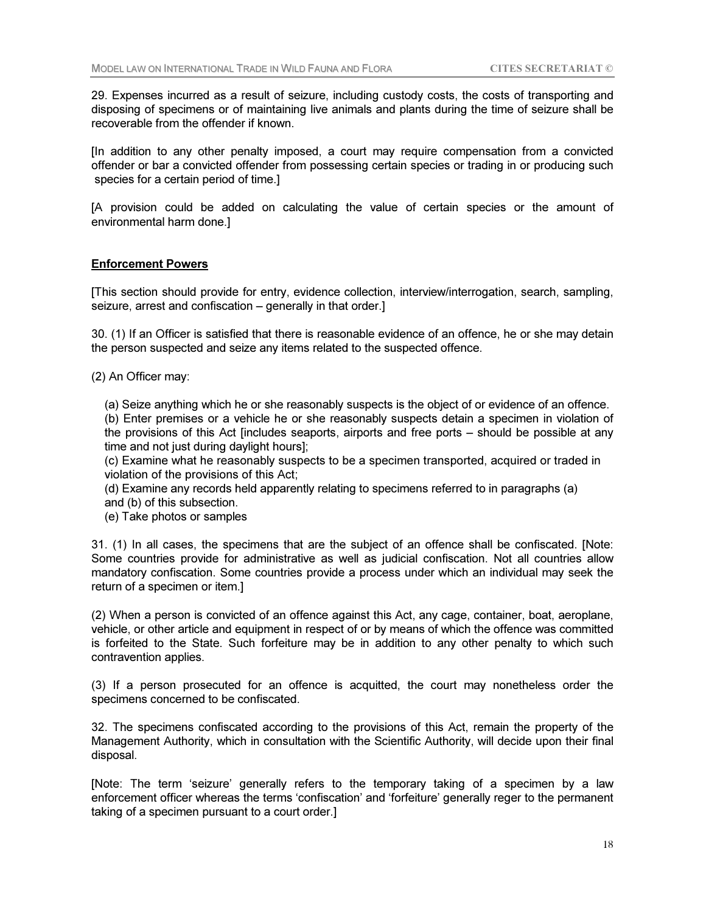29. Expenses incurred as a result of seizure, including custody costs, the costs of transporting and disposing of specimens or of maintaining live animals and plants during the time of seizure shall be recoverable from the offender if known.

[In addition to any other penalty imposed, a court may require compensation from a convicted offender or bar a convicted offender from possessing certain species or trading in or producing such species for a certain period of time.]

[A provision could be added on calculating the value of certain species or the amount of environmental harm done.]

**Enforcement Powers**

[This section should provide for entry, evidence collection, interview/interrogation, search, sampling, seizure, arrest and confiscation – generally in that order.]

30. (1) If an Officer is satisfied that there is reasonable evidence of an offence, he or she may detain the person suspected and seize any items related to the suspected offence.

(2) An Officer may:

(a) Seize anything which he or she reasonably suspects is the object of or evidence of an offence.
(b) Enter premises or a vehicle he or she reasonably suspects detain a specimen in violation of the provisions of this Act [includes seaports, airports and free ports – should be possible at any time and not just during daylight hours];
(c) Examine what he reasonably suspects to be a specimen transported, acquired or traded in violation of the provisions of this Act;
(d) Examine any records held apparently relating to specimens referred to in paragraphs (a) and (b) of this subsection.
(e) Take photos or samples

31. (1) In all cases, the specimens that are the subject of an offence shall be confiscated. [Note: Some countries provide for administrative as well as judicial confiscation. Not all countries allow mandatory confiscation. Some countries provide a process under which an individual may seek the return of a specimen or item.]

(2) When a person is convicted of an offence against this Act, any cage, container, boat, aeroplane, vehicle, or other article and equipment in respect of or by means of which the offence was committed is forfeited to the State. Such forfeiture may be in addition to any other penalty to which such contravention applies.

(3) If a person prosecuted for an offence is acquitted, the court may nonetheless order the specimens concerned to be confiscated.

32. The specimens confiscated according to the provisions of this Act, remain the property of the Management Authority, which in consultation with the Scientific Authority, will decide upon their final disposal.

[Note: The term 'seizure' generally refers to the temporary taking of a specimen by a law enforcement officer whereas the terms 'confiscation' and 'forfeiture' generally reger to the permanent taking of a specimen pursuant to a court order.]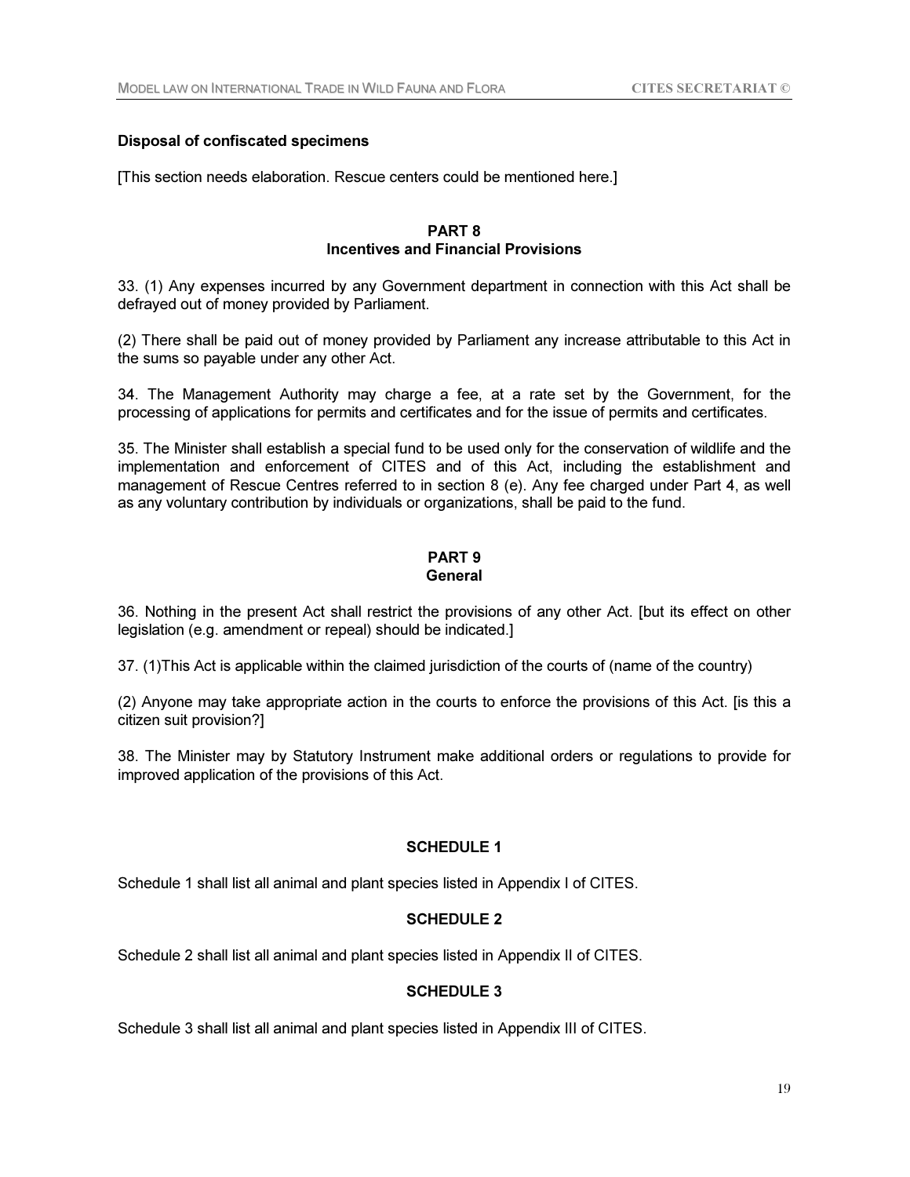**Disposal of confiscated specimens**

[This section needs elaboration. Rescue centers could be mentioned here.]

## PART 8
## Incentives and Financial Provisions

33. (1) Any expenses incurred by any Government department in connection with this Act shall be defrayed out of money provided by Parliament.

(2) There shall be paid out of money provided by Parliament any increase attributable to this Act in the sums so payable under any other Act.

34. The Management Authority may charge a fee, at a rate set by the Government, for the processing of applications for permits and certificates and for the issue of permits and certificates.

35. The Minister shall establish a special fund to be used only for the conservation of wildlife and the implementation and enforcement of CITES and of this Act, including the establishment and management of Rescue Centres referred to in section 8 (e). Any fee charged under Part 4, as well as any voluntary contribution by individuals or organizations, shall be paid to the fund.

## PART 9
## General

36. Nothing in the present Act shall restrict the provisions of any other Act. [but its effect on other legislation (e.g. amendment or repeal) should be indicated.]

37. (1)This Act is applicable within the claimed jurisdiction of the courts of (name of the country)

(2) Anyone may take appropriate action in the courts to enforce the provisions of this Act. [is this a citizen suit provision?]

38. The Minister may by Statutory Instrument make additional orders or regulations to provide for improved application of the provisions of this Act.

### SCHEDULE 1

Schedule 1 shall list all animal and plant species listed in Appendix I of CITES.

### SCHEDULE 2

Schedule 2 shall list all animal and plant species listed in Appendix II of CITES.

### SCHEDULE 3

Schedule 3 shall list all animal and plant species listed in Appendix III of CITES.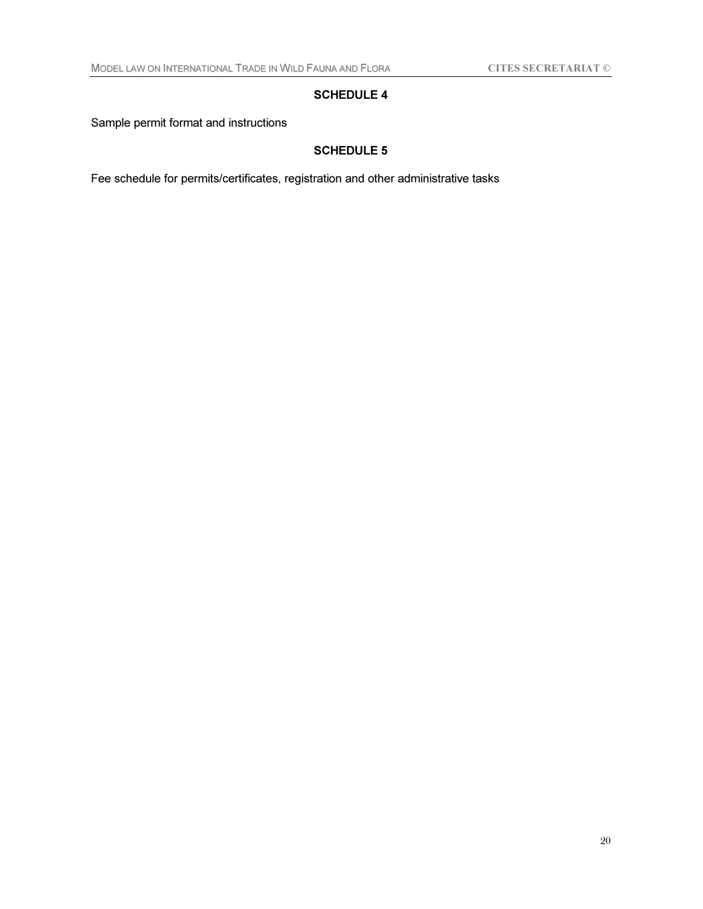## SCHEDULE 4

Sample permit format and instructions

## SCHEDULE 5

Fee schedule for permits/certificates, registration and other administrative tasks